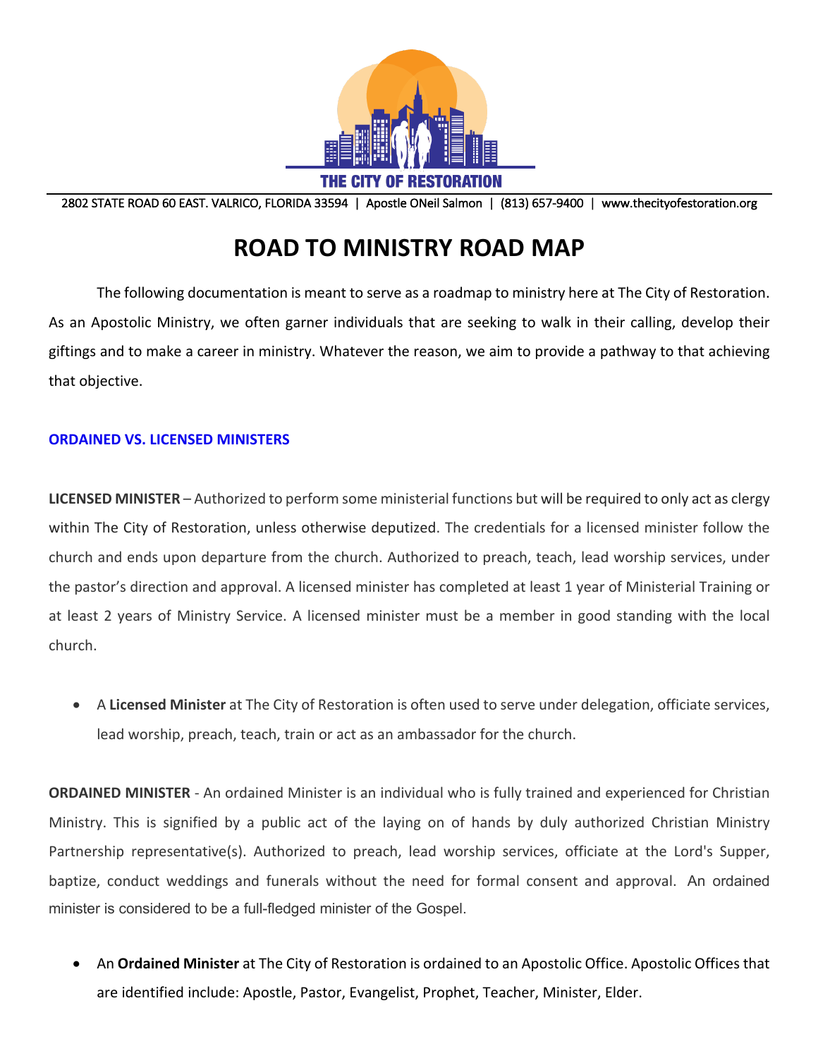THE CITY OF RESTORATION

2802 STATE ROAD 60 EAST. VALRICO, FLORIDA 33594 | Apostle ONeil Salmon | (813) 657-9400 | www.thecityofestoration.org

# ROAD TO MINISTRY ROAD MAP

The following documentation is meant to serve as a roadmap to ministry here at The City of Restoration. As an Apostolic Ministry, we often garner individuals that are seeking to walk in their calling, develop their giftings and to make a career in ministry. Whatever the reason, we aim to provide a pathway to that achieving that objective.

## ORDAINED VS. LICENSED MINISTERS

**LICENSED MINISTER** – Authorized to perform some ministerial functions but will be required to only act as clergy within The City of Restoration, unless otherwise deputized. The credentials for a licensed minister follow the church and ends upon departure from the church. Authorized to preach, teach, lead worship services, under the pastor's direction and approval. A licensed minister has completed at least 1 year of Ministerial Training or at least 2 years of Ministry Service. A licensed minister must be a member in good standing with the local church.

- A **Licensed Minister** at The City of Restoration is often used to serve under delegation, officiate services, lead worship, preach, teach, train or act as an ambassador for the church.

**ORDAINED MINISTER** - An ordained Minister is an individual who is fully trained and experienced for Christian Ministry. This is signified by a public act of the laying on of hands by duly authorized Christian Ministry Partnership representative(s). Authorized to preach, lead worship services, officiate at the Lord's Supper, baptize, conduct weddings and funerals without the need for formal consent and approval. An ordained minister is considered to be a full-fledged minister of the Gospel.

- An **Ordained Minister** at The City of Restoration is ordained to an Apostolic Office. Apostolic Offices that are identified include: Apostle, Pastor, Evangelist, Prophet, Teacher, Minister, Elder.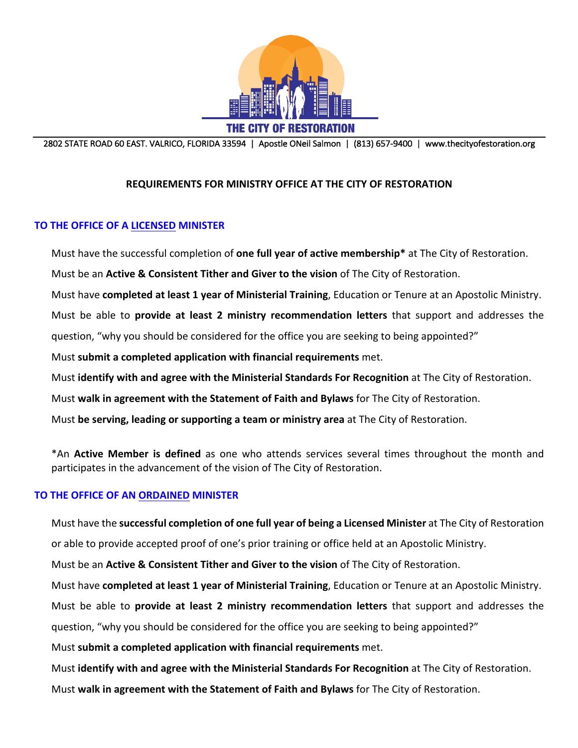THE CITY OF RESTORATION

2802 STATE ROAD 60 EAST. VALRICO, FLORIDA 33594 | Apostle ONeil Salmon | (813) 657-9400 | www.thecityofestoration.org

## REQUIREMENTS FOR MINISTRY OFFICE AT THE CITY OF RESTORATION

### TO THE OFFICE OF A LICENSED MINISTER

Must have the successful completion of **one full year of active membership*** at The City of Restoration.

Must be an **Active & Consistent Tither and Giver to the vision** of The City of Restoration.

Must have **completed at least 1 year of Ministerial Training**, Education or Tenure at an Apostolic Ministry.

Must be able to **provide at least 2 ministry recommendation letters** that support and addresses the question, "why you should be considered for the office you are seeking to being appointed?"

Must **submit a completed application with financial requirements** met.

Must **identify with and agree with the Ministerial Standards For Recognition** at The City of Restoration.

Must **walk in agreement with the Statement of Faith and Bylaws** for The City of Restoration.

Must **be serving, leading or supporting a team or ministry area** at The City of Restoration.

*An **Active Member is defined** as one who attends services several times throughout the month and participates in the advancement of the vision of The City of Restoration.

### TO THE OFFICE OF AN ORDAINED MINISTER

Must have the **successful completion of one full year of being a Licensed Minister** at The City of Restoration or able to provide accepted proof of one's prior training or office held at an Apostolic Ministry.

Must be an **Active & Consistent Tither and Giver to the vision** of The City of Restoration.

Must have **completed at least 1 year of Ministerial Training**, Education or Tenure at an Apostolic Ministry.

Must be able to **provide at least 2 ministry recommendation letters** that support and addresses the question, "why you should be considered for the office you are seeking to being appointed?"

Must **submit a completed application with financial requirements** met.

Must **identify with and agree with the Ministerial Standards For Recognition** at The City of Restoration.

Must **walk in agreement with the Statement of Faith and Bylaws** for The City of Restoration.